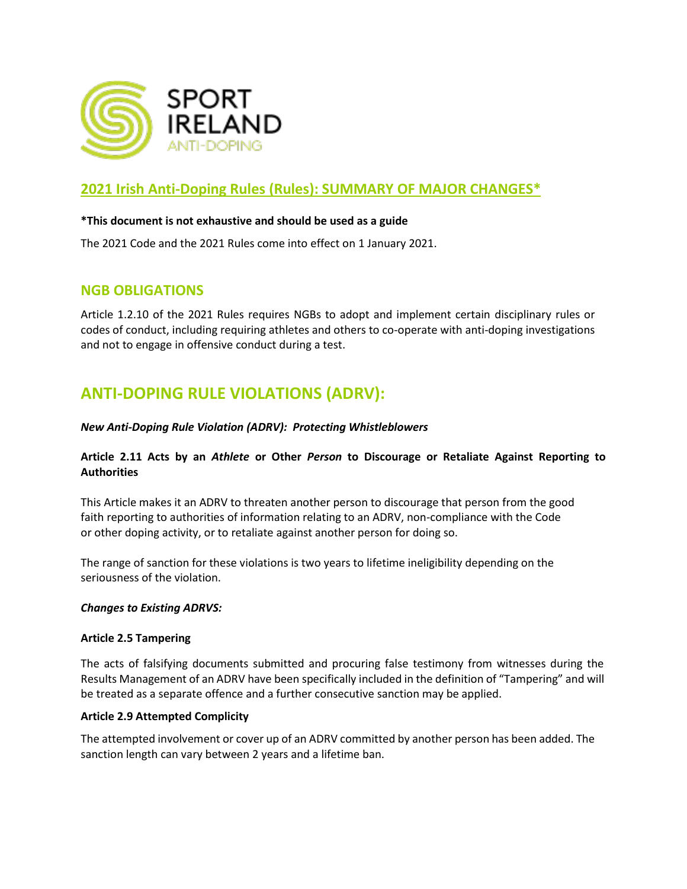SPORT IRELAND ANTI-DOPING

## 2021 Irish Anti-Doping Rules (Rules): SUMMARY OF MAJOR CHANGES*

**\*This document is not exhaustive and should be used as a guide**

The 2021 Code and the 2021 Rules come into effect on 1 January 2021.

## NGB OBLIGATIONS

Article 1.2.10 of the 2021 Rules requires NGBs to adopt and implement certain disciplinary rules or codes of conduct, including requiring athletes and others to co-operate with anti-doping investigations and not to engage in offensive conduct during a test.

# ANTI-DOPING RULE VIOLATIONS (ADRV):

***New Anti-Doping Rule Violation (ADRV): Protecting Whistleblowers***

**Article 2.11 Acts by an *Athlete* or Other *Person* to Discourage or Retaliate Against Reporting to Authorities**

This Article makes it an ADRV to threaten another person to discourage that person from the good faith reporting to authorities of information relating to an ADRV, non-compliance with the Code or other doping activity, or to retaliate against another person for doing so.

The range of sanction for these violations is two years to lifetime ineligibility depending on the seriousness of the violation.

***Changes to Existing ADRVS:***

**Article 2.5 Tampering**

The acts of falsifying documents submitted and procuring false testimony from witnesses during the Results Management of an ADRV have been specifically included in the definition of "Tampering" and will be treated as a separate offence and a further consecutive sanction may be applied.

**Article 2.9 Attempted Complicity**

The attempted involvement or cover up of an ADRV committed by another person has been added. The sanction length can vary between 2 years and a lifetime ban.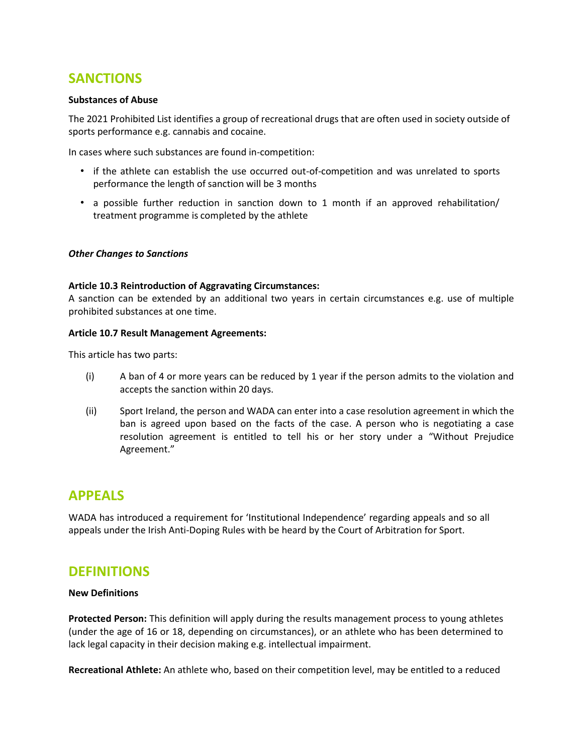## SANCTIONS

**Substances of Abuse**

The 2021 Prohibited List identifies a group of recreational drugs that are often used in society outside of sports performance e.g. cannabis and cocaine.

In cases where such substances are found in-competition:

- if the athlete can establish the use occurred out-of-competition and was unrelated to sports performance the length of sanction will be 3 months
- a possible further reduction in sanction down to 1 month if an approved rehabilitation/ treatment programme is completed by the athlete

***Other Changes to Sanctions***

**Article 10.3 Reintroduction of Aggravating Circumstances:**
A sanction can be extended by an additional two years in certain circumstances e.g. use of multiple prohibited substances at one time.

**Article 10.7 Result Management Agreements:**

This article has two parts:

(i) A ban of 4 or more years can be reduced by 1 year if the person admits to the violation and accepts the sanction within 20 days.

(ii) Sport Ireland, the person and WADA can enter into a case resolution agreement in which the ban is agreed upon based on the facts of the case. A person who is negotiating a case resolution agreement is entitled to tell his or her story under a "Without Prejudice Agreement."

## APPEALS

WADA has introduced a requirement for 'Institutional Independence' regarding appeals and so all appeals under the Irish Anti-Doping Rules with be heard by the Court of Arbitration for Sport.

## DEFINITIONS

**New Definitions**

**Protected Person:** This definition will apply during the results management process to young athletes (under the age of 16 or 18, depending on circumstances), or an athlete who has been determined to lack legal capacity in their decision making e.g. intellectual impairment.

**Recreational Athlete:** An athlete who, based on their competition level, may be entitled to a reduced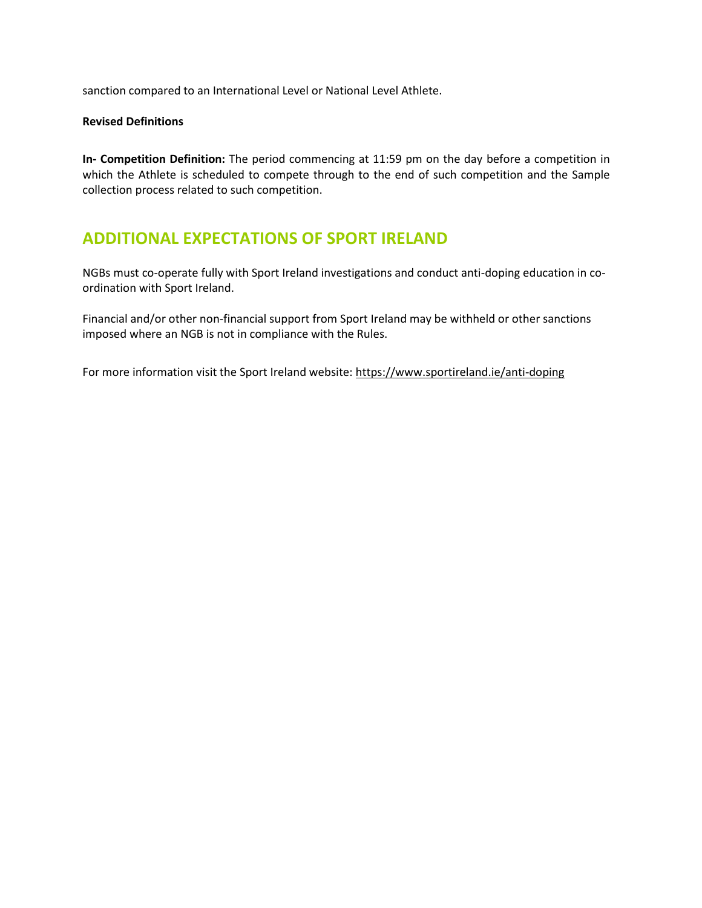sanction compared to an International Level or National Level Athlete.

**Revised Definitions**

**In- Competition Definition:** The period commencing at 11:59 pm on the day before a competition in which the Athlete is scheduled to compete through to the end of such competition and the Sample collection process related to such competition.

## ADDITIONAL EXPECTATIONS OF SPORT IRELAND

NGBs must co-operate fully with Sport Ireland investigations and conduct anti-doping education in co-ordination with Sport Ireland.

Financial and/or other non-financial support from Sport Ireland may be withheld or other sanctions imposed where an NGB is not in compliance with the Rules.

For more information visit the Sport Ireland website: https://www.sportireland.ie/anti-doping